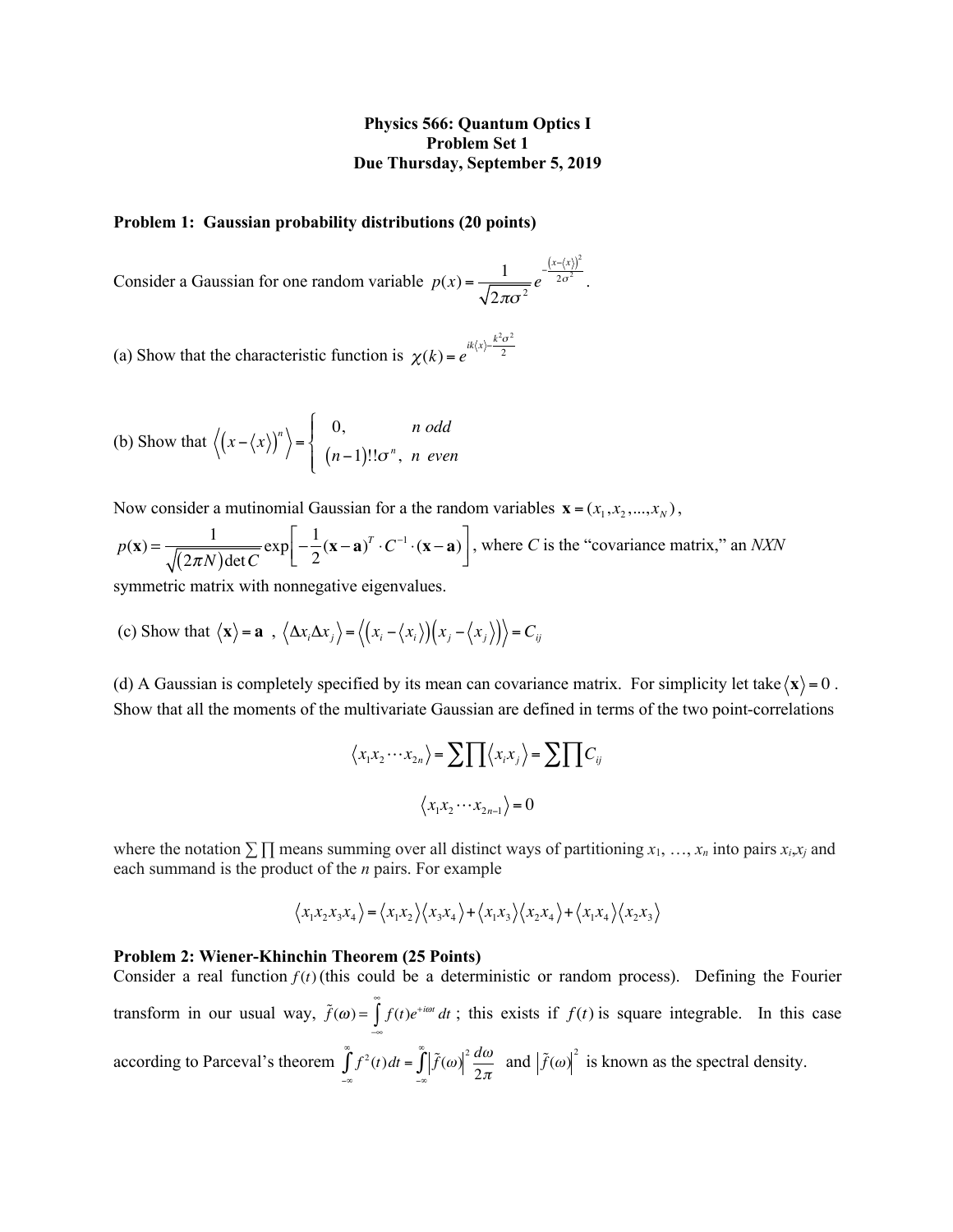**Physics 566: Quantum Optics I**
**Problem Set 1**
**Due Thursday, September 5, 2019**

**Problem 1: Gaussian probability distributions (20 points)**

Consider a Gaussian for one random variable $p(x) = \frac{1}{\sqrt{2\pi\sigma^2}} e^{-\frac{(x-\langle x \rangle)^2}{2\sigma^2}}$.

(a) Show that the characteristic function is $\chi(k) = e^{ik\langle x \rangle - \frac{k^2\sigma^2}{2}}$

(b) Show that $\left\langle \left(x - \langle x \rangle\right)^n \right\rangle = \begin{cases} 0, & n \text{ odd} \\ (n-1)!!\sigma^n, & n \text{ even} \end{cases}$

Now consider a mutinomial Gaussian for a the random variables $\mathbf{x} = (x_1, x_2, ..., x_N)$,

$p(\mathbf{x}) = \frac{1}{\sqrt{(2\pi N)\det C}} \exp\left[ -\frac{1}{2}(\mathbf{x}-\mathbf{a})^T \cdot C^{-1} \cdot (\mathbf{x}-\mathbf{a}) \right]$, where $C$ is the "covariance matrix," an *NXN* symmetric matrix with nonnegative eigenvalues.

(c) Show that $\langle \mathbf{x} \rangle = \mathbf{a}$ , $\langle \Delta x_i \Delta x_j \rangle = \left\langle \left(x_i - \langle x_i \rangle\right)\left(x_j - \langle x_j \rangle\right) \right\rangle = C_{ij}$

(d) A Gaussian is completely specified by its mean can covariance matrix. For simplicity let take $\langle \mathbf{x} \rangle = 0$ . Show that all the moments of the multivariate Gaussian are defined in terms of the two point-correlations

$$\langle x_1 x_2 \cdots x_{2n} \rangle = \sum \prod \langle x_i x_j \rangle = \sum \prod C_{ij}$$

$$\langle x_1 x_2 \cdots x_{2n-1} \rangle = 0$$

where the notation $\sum \prod$ means summing over all distinct ways of partitioning $x_1, \ldots, x_n$ into pairs $x_i$,$x_j$ and each summand is the product of the $n$ pairs. For example

$$\langle x_1 x_2 x_3 x_4 \rangle = \langle x_1 x_2 \rangle \langle x_3 x_4 \rangle + \langle x_1 x_3 \rangle \langle x_2 x_4 \rangle + \langle x_1 x_4 \rangle \langle x_2 x_3 \rangle$$

**Problem 2: Wiener-Khinchin Theorem (25 Points)**

Consider a real function $f(t)$ (this could be a deterministic or random process). Defining the Fourier transform in our usual way, $\tilde{f}(\omega) = \int_{-\infty}^{\infty} f(t) e^{+i\omega t} dt$ ; this exists if $f(t)$ is square integrable. In this case according to Parceval's theorem $\int_{-\infty}^{\infty} f^2(t) dt = \int_{-\infty}^{\infty} \left|\tilde{f}(\omega)\right|^2 \frac{d\omega}{2\pi}$ and $\left|\tilde{f}(\omega)\right|^2$ is known as the spectral density.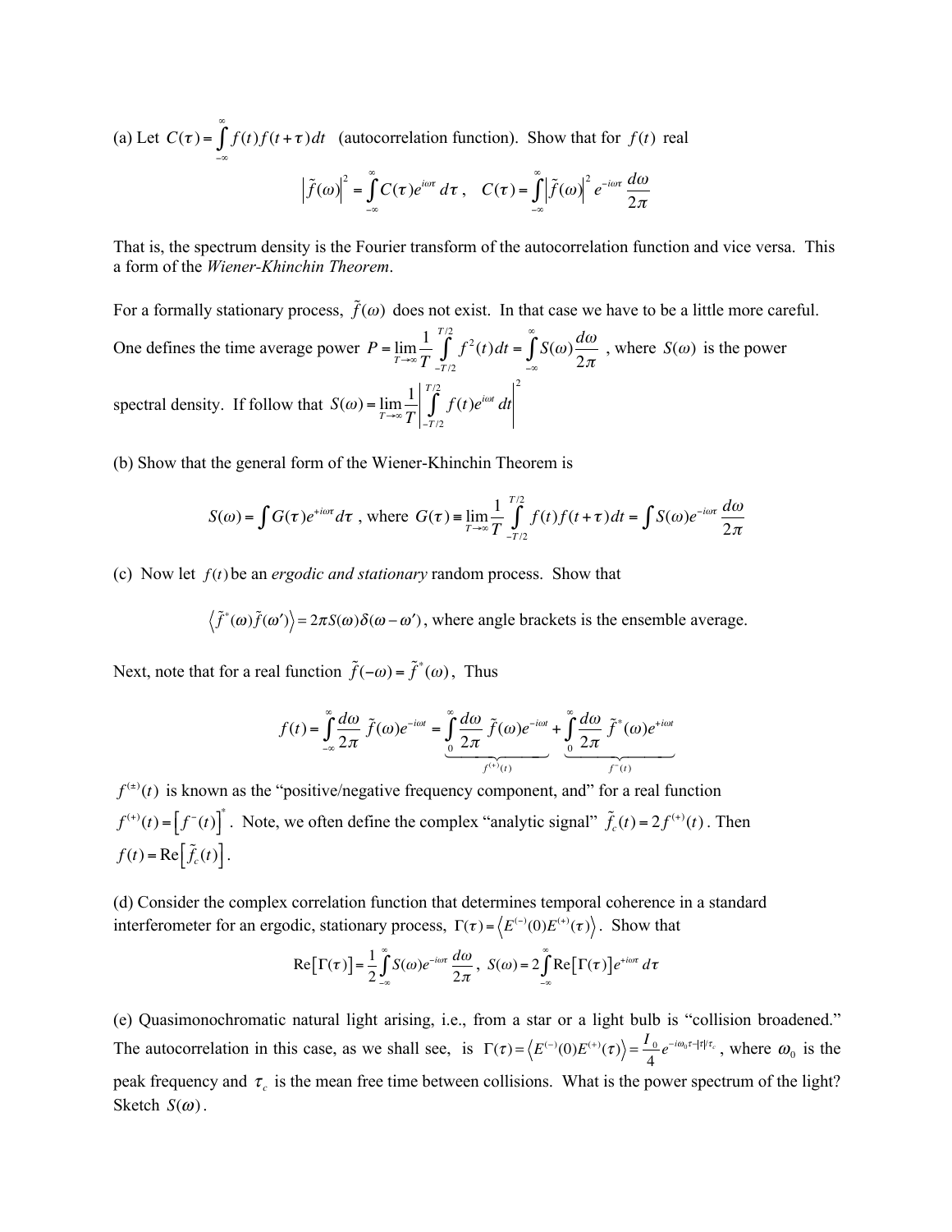(a) Let $C(\tau) = \int_{-\infty}^{\infty} f(t) f(t+\tau) dt$ (autocorrelation function). Show that for $f(t)$ real

$$\left|\tilde{f}(\omega)\right|^2 = \int_{-\infty}^{\infty} C(\tau) e^{i\omega\tau}\, d\tau\,, \quad C(\tau) = \int_{-\infty}^{\infty} \left|\tilde{f}(\omega)\right|^2 e^{-i\omega\tau} \frac{d\omega}{2\pi}$$

That is, the spectrum density is the Fourier transform of the autocorrelation function and vice versa. This a form of the *Wiener-Khinchin Theorem*.

For a formally stationary process, $\tilde{f}(\omega)$ does not exist. In that case we have to be a little more careful. One defines the time average power $P = \lim_{T\to\infty} \frac{1}{T} \int_{-T/2}^{T/2} f^2(t) dt = \int_{-\infty}^{\infty} S(\omega) \frac{d\omega}{2\pi}$, where $S(\omega)$ is the power spectral density. If follow that $S(\omega) = \lim_{T\to\infty} \frac{1}{T} \left| \int_{-T/2}^{T/2} f(t) e^{i\omega t}\, dt \right|^2$

(b) Show that the general form of the Wiener-Khinchin Theorem is

$$S(\omega) = \int G(\tau) e^{+i\omega\tau} d\tau\,, \text{ where } G(\tau) \equiv \lim_{T\to\infty} \frac{1}{T} \int_{-T/2}^{T/2} f(t) f(t+\tau) dt = \int S(\omega) e^{-i\omega\tau} \frac{d\omega}{2\pi}$$

(c) Now let $f(t)$ be an *ergodic and stationary* random process. Show that

$$\left\langle \tilde{f}^*(\omega) \tilde{f}(\omega') \right\rangle = 2\pi S(\omega) \delta(\omega - \omega')\text{, where angle brackets is the ensemble average.}$$

Next, note that for a real function $\tilde{f}(-\omega) = \tilde{f}^*(\omega)$, Thus

$$f(t) = \int_{-\infty}^{\infty} \frac{d\omega}{2\pi} \tilde{f}(\omega) e^{-i\omega t} = \underbrace{\int_{0}^{\infty} \frac{d\omega}{2\pi} \tilde{f}(\omega) e^{-i\omega t}}_{f^{(+)}(t)} + \underbrace{\int_{0}^{\infty} \frac{d\omega}{2\pi} \tilde{f}^*(\omega) e^{+i\omega t}}_{f^{-}(t)}$$

$f^{(\pm)}(t)$ is known as the "positive/negative frequency component, and" for a real function $f^{(+)}(t) = \left[f^{-}(t)\right]^*$. Note, we often define the complex "analytic signal" $\tilde{f}_c(t) = 2 f^{(+)}(t)$. Then $f(t) = \text{Re}\left[\tilde{f}_c(t)\right]$.

(d) Consider the complex correlation function that determines temporal coherence in a standard interferometer for an ergodic, stationary process, $\Gamma(\tau) = \left\langle E^{(-)}(0) E^{(+)}(\tau) \right\rangle$. Show that

$$\text{Re}\left[\Gamma(\tau)\right] = \frac{1}{2} \int_{-\infty}^{\infty} S(\omega) e^{-i\omega\tau} \frac{d\omega}{2\pi}\,, \quad S(\omega) = 2 \int_{-\infty}^{\infty} \text{Re}\left[\Gamma(\tau)\right] e^{+i\omega\tau}\, d\tau$$

(e) Quasimonochromatic natural light arising, i.e., from a star or a light bulb is "collision broadened." The autocorrelation in this case, as we shall see, is $\Gamma(\tau) = \left\langle E^{(-)}(0) E^{(+)}(\tau) \right\rangle = \frac{I_0}{4} e^{-i\omega_0 \tau - |\tau|/\tau_c}$, where $\omega_0$ is the peak frequency and $\tau_c$ is the mean free time between collisions. What is the power spectrum of the light? Sketch $S(\omega)$.